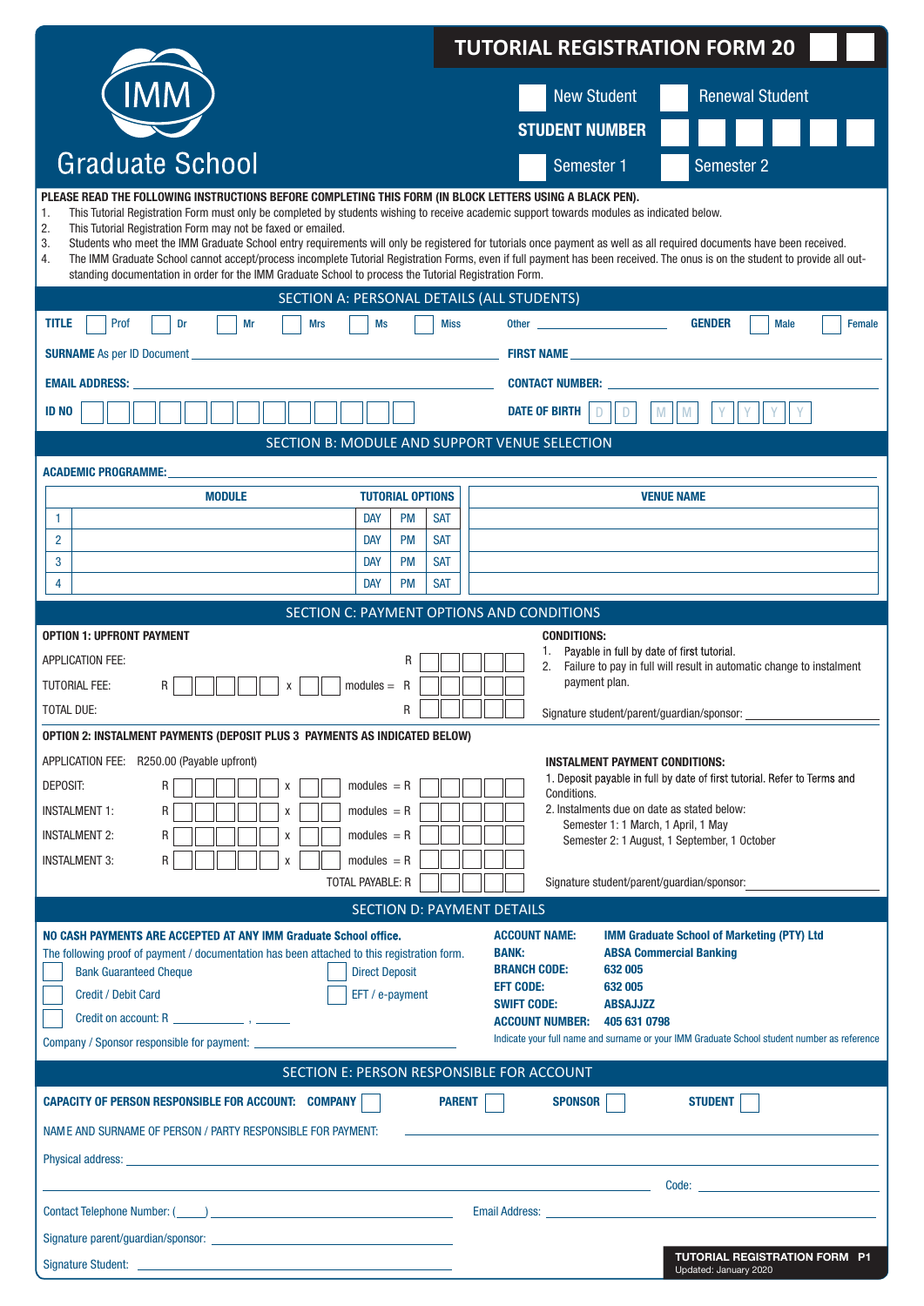# TUTORIAL REGISTRATION FORM 20 ☐☐

IMM Graduate School

☐ New Student ☐ Renewal Student

**STUDENT NUMBER** ☐☐☐☐☐☐

☐ Semester 1 ☐ Semester 2

**PLEASE READ THE FOLLOWING INSTRUCTIONS BEFORE COMPLETING THIS FORM (IN BLOCK LETTERS USING A BLACK PEN).**

1. This Tutorial Registration Form must only be completed by students wishing to receive academic support towards modules as indicated below.
2. This Tutorial Registration Form may not be faxed or emailed.
3. Students who meet the IMM Graduate School entry requirements will only be registered for tutorials once payment as well as all required documents have been received.
4. The IMM Graduate School cannot accept/process incomplete Tutorial Registration Forms, even if full payment has been received. The onus is on the student to provide all outstanding documentation in order for the IMM Graduate School to process the Tutorial Registration Form.

## SECTION A: PERSONAL DETAILS (ALL STUDENTS)

**TITLE** ☐ Prof ☐ Dr ☐ Mr ☐ Mrs ☐ Ms ☐ Miss Other ____________ **GENDER** ☐ Male ☐ Female

**SURNAME** As per ID Document ____________ **FIRST NAME** ____________

**EMAIL ADDRESS:** ____________ **CONTACT NUMBER:** ____________

**ID NO** ☐☐☐☐☐☐☐☐☐☐☐☐☐ **DATE OF BIRTH** D D M M Y Y Y Y

## SECTION B: MODULE AND SUPPORT VENUE SELECTION

**ACADEMIC PROGRAMME:** ____________

| | MODULE | TUTORIAL OPTIONS | | | VENUE NAME |
|---|---|---|---|---|---|
| 1 | | DAY | PM | SAT | |
| 2 | | DAY | PM | SAT | |
| 3 | | DAY | PM | SAT | |
| 4 | | DAY | PM | SAT | |

## SECTION C: PAYMENT OPTIONS AND CONDITIONS

**OPTION 1: UPFRONT PAYMENT**

APPLICATION FEE: R ☐☐☐☐

TUTORIAL FEE: R ☐☐☐☐☐ x ☐☐ modules = R ☐☐☐☐

TOTAL DUE: R ☐☐☐☐

**CONDITIONS:**

1. Payable in full by date of first tutorial.
2. Failure to pay in full will result in automatic change to instalment payment plan.

Signature student/parent/guardian/sponsor: ____________

**OPTION 2: INSTALMENT PAYMENTS (DEPOSIT PLUS 3 PAYMENTS AS INDICATED BELOW)**

APPLICATION FEE: R250.00 (Payable upfront)

DEPOSIT: R ☐☐☐☐☐ x ☐☐ modules = R ☐☐☐☐

INSTALMENT 1: R ☐☐☐☐☐ x ☐☐ modules = R ☐☐☐☐

INSTALMENT 2: R ☐☐☐☐☐ x ☐☐ modules = R ☐☐☐☐

INSTALMENT 3: R ☐☐☐☐☐ x ☐☐ modules = R ☐☐☐☐

TOTAL PAYABLE: R ☐☐☐☐

**INSTALMENT PAYMENT CONDITIONS:**

1. Deposit payable in full by date of first tutorial. Refer to Terms and Conditions.
2. Instalments due on date as stated below:
   Semester 1: 1 March, 1 April, 1 May
   Semester 2: 1 August, 1 September, 1 October

Signature student/parent/guardian/sponsor: ____________

## SECTION D: PAYMENT DETAILS

**NO CASH PAYMENTS ARE ACCEPTED AT ANY IMM Graduate School office.**

The following proof of payment / documentation has been attached to this registration form.

☐ Bank Guaranteed Cheque ☐ Direct Deposit

☐ Credit / Debit Card ☐ EFT / e-payment

☐ Credit on account: R ________ , ____

Company / Sponsor responsible for payment: ____________

**ACCOUNT NAME:** IMM Graduate School of Marketing (PTY) Ltd
**BANK:** ABSA Commercial Banking
**BRANCH CODE:** 632 005
**EFT CODE:** 632 005
**SWIFT CODE:** ABSAJJZZ
**ACCOUNT NUMBER:** 405 631 0798

Indicate your full name and surname or your IMM Graduate School student number as reference

## SECTION E: PERSON RESPONSIBLE FOR ACCOUNT

**CAPACITY OF PERSON RESPONSIBLE FOR ACCOUNT:** **COMPANY** ☐ **PARENT** ☐ **SPONSOR** ☐ **STUDENT** ☐

NAME AND SURNAME OF PERSON / PARTY RESPONSIBLE FOR PAYMENT: ____________

Physical address: ____________

____________ Code: ____________

Contact Telephone Number: (____) ____________ Email Address: ____________

Signature parent/guardian/sponsor: ____________

Signature Student: ____________

**TUTORIAL REGISTRATION FORM P1**
Updated: January 2020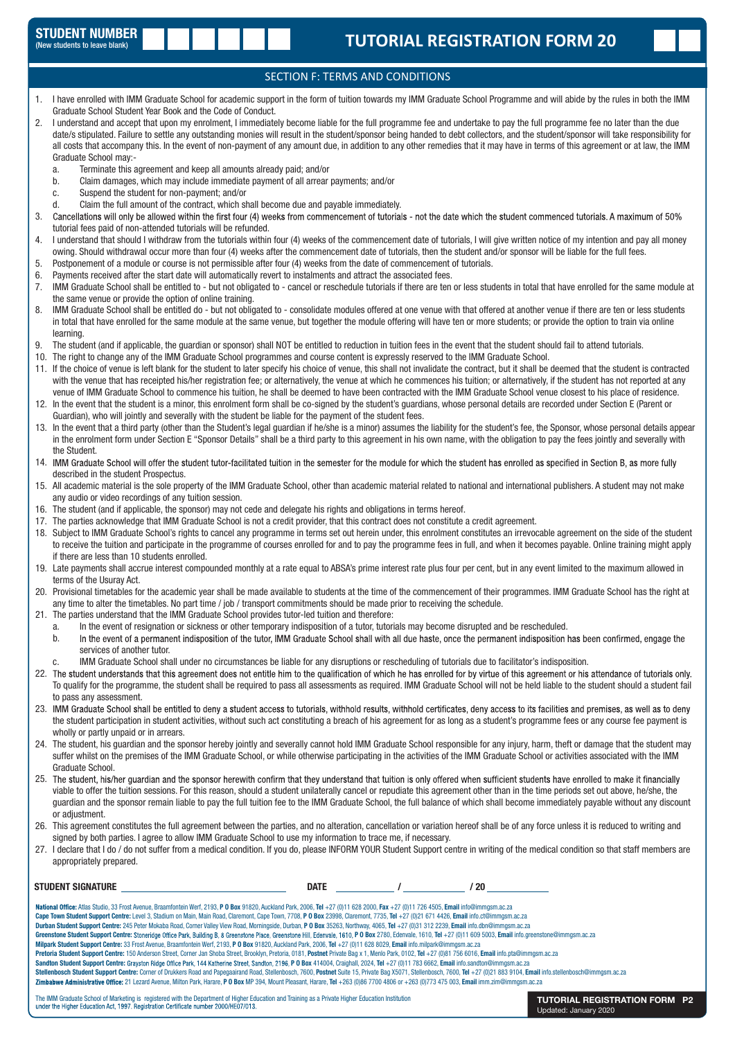**STUDENT NUMBER**
(New students to leave blank)

# TUTORIAL REGISTRATION FORM 20

## SECTION F: TERMS AND CONDITIONS

1. I have enrolled with IMM Graduate School for academic support in the form of tuition towards my IMM Graduate School Programme and will abide by the rules in both the IMM Graduate School Student Year Book and the Code of Conduct.
2. I understand and accept that upon my enrolment, I immediately become liable for the full programme fee and undertake to pay the full programme fee no later than the due date/s stipulated. Failure to settle any outstanding monies will result in the student/sponsor being handed to debt collectors, and the student/sponsor will take responsibility for all costs that accompany this. In the event of non-payment of any amount due, in addition to any other remedies that it may have in terms of this agreement or at law, the IMM Graduate School may:-
   a. Terminate this agreement and keep all amounts already paid; and/or
   b. Claim damages, which may include immediate payment of all arrear payments; and/or
   c. Suspend the student for non-payment; and/or
   d. Claim the full amount of the contract, which shall become due and payable immediately.
3. Cancellations will only be allowed within the first four (4) weeks from commencement of tutorials - not the date which the student commenced tutorials. A maximum of 50% tutorial fees paid of non-attended tutorials will be refunded.
4. I understand that should I withdraw from the tutorials within four (4) weeks of the commencement date of tutorials, I will give written notice of my intention and pay all money owing. Should withdrawal occur more than four (4) weeks after the commencement date of tutorials, then the student and/or sponsor will be liable for the full fees.
5. Postponement of a module or course is not permissible after four (4) weeks from the date of commencement of tutorials.
6. Payments received after the start date will automatically revert to instalments and attract the associated fees.
7. IMM Graduate School shall be entitled to - but not obligated to - cancel or reschedule tutorials if there are ten or less students in total that have enrolled for the same module at the same venue or provide the option of online training.
8. IMM Graduate School shall be entitled do - but not obligated to - consolidate modules offered at one venue with that offered at another venue if there are ten or less students in total that have enrolled for the same module at the same venue, but together the module offering will have ten or more students; or provide the option to train via online learning.
9. The student (and if applicable, the guardian or sponsor) shall NOT be entitled to reduction in tuition fees in the event that the student should fail to attend tutorials.
10. The right to change any of the IMM Graduate School programmes and course content is expressly reserved to the IMM Graduate School.
11. If the choice of venue is left blank for the student to later specify his choice of venue, this shall not invalidate the contract, but it shall be deemed that the student is contracted with the venue that has receipted his/her registration fee; or alternatively, the venue at which he commences his tuition; or alternatively, if the student has not reported at any venue of IMM Graduate School to commence his tuition, he shall be deemed to have been contracted with the IMM Graduate School venue closest to his place of residence.
12. In the event that the student is a minor, this enrolment form shall be co-signed by the student's guardians, whose personal details are recorded under Section E (Parent or Guardian), who will jointly and severally with the student be liable for the payment of the student fees.
13. In the event that a third party (other than the Student's legal guardian if he/she is a minor) assumes the liability for the student's fee, the Sponsor, whose personal details appear in the enrolment form under Section E "Sponsor Details" shall be a third party to this agreement in his own name, with the obligation to pay the fees jointly and severally with the Student.
14. IMM Graduate School will offer the student tutor-facilitated tuition in the semester for the module for which the student has enrolled as specified in Section B, as more fully described in the student Prospectus.
15. All academic material is the sole property of the IMM Graduate School, other than academic material related to national and international publishers. A student may not make any audio or video recordings of any tuition session.
16. The student (and if applicable, the sponsor) may not cede and delegate his rights and obligations in terms hereof.
17. The parties acknowledge that IMM Graduate School is not a credit provider, that this contract does not constitute a credit agreement.
18. Subject to IMM Graduate School's rights to cancel any programme in terms set out herein under, this enrolment constitutes an irrevocable agreement on the side of the student to receive the tuition and participate in the programme of courses enrolled for and to pay the programme fees in full, and when it becomes payable. Online training might apply if there are less than 10 students enrolled.
19. Late payments shall accrue interest compounded monthly at a rate equal to ABSA's prime interest rate plus four per cent, but in any event limited to the maximum allowed in terms of the Usuray Act.
20. Provisional timetables for the academic year shall be made available to students at the time of the commencement of their programmes. IMM Graduate School has the right at any time to alter the timetables. No part time / job / transport commitments should be made prior to receiving the schedule.
21. The parties understand that the IMM Graduate School provides tutor-led tuition and therefore:
   a. In the event of resignation or sickness or other temporary indisposition of a tutor, tutorials may become disrupted and be rescheduled.
   b. In the event of a permanent indisposition of the tutor, IMM Graduate School shall with all due haste, once the permanent indisposition has been confirmed, engage the services of another tutor.
   c. IMM Graduate School shall under no circumstances be liable for any disruptions or rescheduling of tutorials due to facilitator's indisposition.
22. The student understands that this agreement does not entitle him to the qualification of which he has enrolled for by virtue of this agreement or his attendance of tutorials only. To qualify for the programme, the student shall be required to pass all assessments as required. IMM Graduate School will not be held liable to the student should a student fail to pass any assessment.
23. IMM Graduate School shall be entitled to deny a student access to tutorials, withhold results, withhold certificates, deny access to its facilities and premises, as well as to deny the student participation in student activities, without such act constituting a breach of his agreement for as long as a student's programme fees or any course fee payment is wholly or partly unpaid or in arrears.
24. The student, his guardian and the sponsor hereby jointly and severally cannot hold IMM Graduate School responsible for any injury, harm, theft or damage that the student may suffer whilst on the premises of the IMM Graduate School, or while otherwise participating in the activities of the IMM Graduate School or activities associated with the IMM Graduate School.
25. The student, his/her guardian and the sponsor herewith confirm that they understand that tuition is only offered when sufficient students have enrolled to make it financially viable to offer the tuition sessions. For this reason, should a student unilaterally cancel or repudiate this agreement other than in the time periods set out above, he/she, the guardian and the sponsor remain liable to pay the full tuition fee to the IMM Graduate School, the full balance of which shall become immediately payable without any discount or adjustment.
26. This agreement constitutes the full agreement between the parties, and no alteration, cancellation or variation hereof shall be of any force unless it is reduced to writing and signed by both parties. I agree to allow IMM Graduate School to use my information to trace me, if necessary.
27. I declare that I do / do not suffer from a medical condition. If you do, please INFORM YOUR Student Support centre in writing of the medical condition so that staff members are appropriately prepared.

**STUDENT SIGNATURE** ______________________ **DATE** ________ / ________ / 20 ________

**National Office:** Atlas Studio, 33 Frost Avenue, Braamfontein Werf, 2193, **P O Box** 91820, Auckland Park, 2006, **Tel** +27 (0)11 628 2000, **Fax** +27 (0)11 726 4505, **Email** info@immgsm.ac.za
**Cape Town Student Support Centre:** Level 3, Stadium on Main, Main Road, Claremont, Cape Town, 7708, **P O Box** 23998, Claremont, 7735, **Tel** +27 (0)21 671 4426, **Email** info.ct@immgsm.ac.za
**Durban Student Support Centre:** 245 Peter Mokaba Road, Corner Valley View Road, Morningside, Durban, **P O Box** 35263, Northway, 4065, **Tel** +27 (0)31 312 2239, **Email** info.dbn@immgsm.ac.za
**Greenstone Student Support Centre:** Stoneridge Office Park, Building B, 8 Greenstone Place, Greenstone Hill, Edenvale, 1610, **P O Box** 2780, Edenvale, 1610, **Tel** +27 (0)11 609 5003, **Email** info.greenstone@immgsm.ac.za
**Milpark Student Support Centre:** 33 Frost Avenue, Braamfontein Werf, 2193, **P O Box** 91820, Auckland Park, 2006, **Tel** +27 (0)11 628 8029, **Email** info.milpark@immgsm.ac.za
**Pretoria Student Support Centre:** 150 Anderson Street, Corner Jan Shoba Street, Brooklyn, Pretoria, 0181, **Postnet** Private Bag x 1, Menlo Park, 0102, **Tel** +27 (0)81 756 6016, **Email** info.pta@immgsm.ac.za
**Sandton Student Support Centre:** Grayston Ridge Office Park, 144 Katherine Street, Sandton, 2196, **P O Box** 414004, Craighall, 2024, **Tel** +27 (0)11 783 6662, **Email** info.sandton@immgsm.ac.za
**Stellenbosch Student Support Centre:** Corner of Drukkers Road and Papegaairand Road, Stellenbosch, 7600, **Postnet** Suite 15, Private Bag X5071, Stellenbosch, 7600, **Tel** +27 (0)21 883 9104, **Email** info.stellenbosch@immgsm.ac.za
**Zimbabwe Administrative Office:** 21 Lezard Avenue, Milton Park, Harare, **P O Box** MP 394, Mount Pleasant, Harare, **Tel** +263 (0)86 7700 4806 or +263 (0)773 475 003, **Email** imm.zim@immgsm.ac.za

The IMM Graduate School of Marketing is registered with the Department of Higher Education and Training as a Private Higher Education Institution under the Higher Education Act, 1997. Registration Certificate number 2000/HE07/013.

**TUTORIAL REGISTRATION FORM P2**
Updated: January 2020